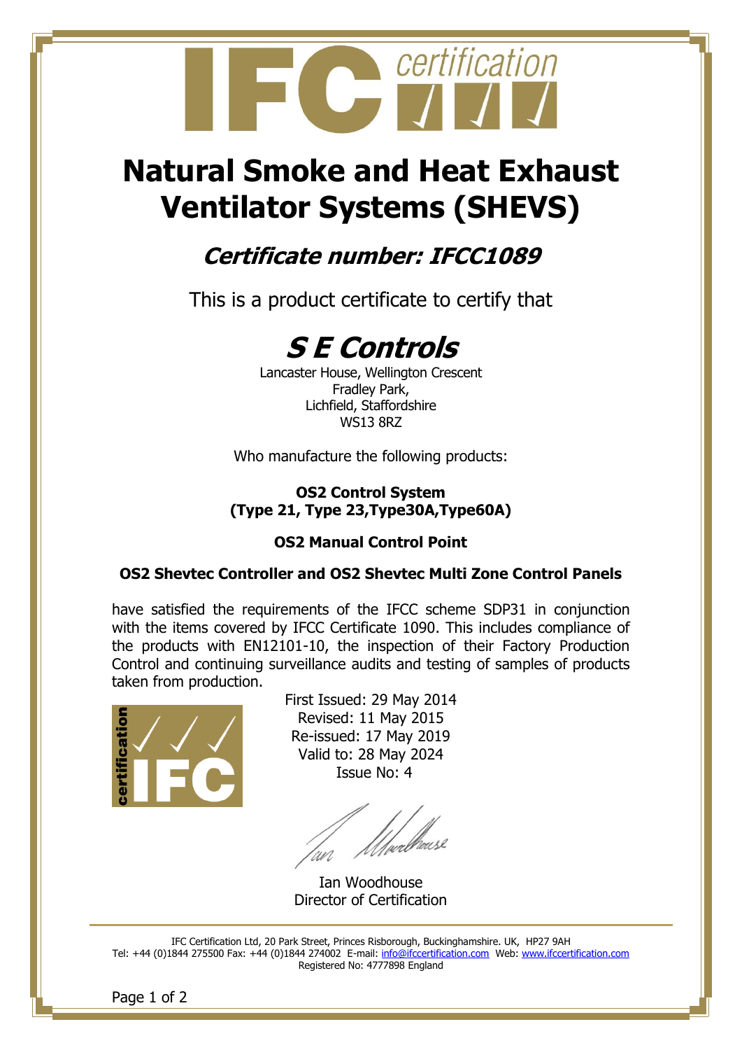# Natural Smoke and Heat Exhaust Ventilator Systems (SHEVS)

## *Certificate number: IFCC1089*

This is a product certificate to certify that

## *S E Controls*

Lancaster House, Wellington Crescent
Fradley Park,
Lichfield, Staffordshire
WS13 8RZ

Who manufacture the following products:

**OS2 Control System**
**(Type 21, Type 23,Type30A,Type60A)**

**OS2 Manual Control Point**

**OS2 Shevtec Controller and OS2 Shevtec Multi Zone Control Panels**

have satisfied the requirements of the IFCC scheme SDP31 in conjunction with the items covered by IFCC Certificate 1090. This includes compliance of the products with EN12101-10, the inspection of their Factory Production Control and continuing surveillance audits and testing of samples of products taken from production.

First Issued: 29 May 2014
Revised: 11 May 2015
Re-issued: 17 May 2019
Valid to: 28 May 2024
Issue No: 4

Ian Woodhouse
Director of Certification

IFC Certification Ltd, 20 Park Street, Princes Risborough, Buckinghamshire. UK, HP27 9AH
Tel: +44 (0)1844 275500 Fax: +44 (0)1844 274002 E-mail: info@ifccertification.com Web: www.ifccertification.com
Registered No: 4777898 England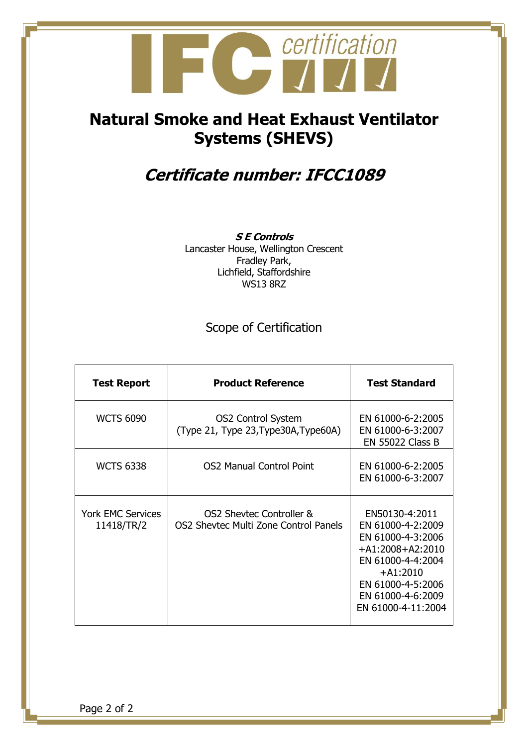IFC certification

# Natural Smoke and Heat Exhaust Ventilator Systems (SHEVS)

## *Certificate number: IFCC1089*

***S E Controls***
Lancaster House, Wellington Crescent
Fradley Park,
Lichfield, Staffordshire
WS13 8RZ

Scope of Certification

| **Test Report** | **Product Reference** | **Test Standard** |
|---|---|---|
| WCTS 6090 | OS2 Control System<br>(Type 21, Type 23,Type30A,Type60A) | EN 61000-6-2:2005<br>EN 61000-6-3:2007<br>EN 55022 Class B |
| WCTS 6338 | OS2 Manual Control Point | EN 61000-6-2:2005<br>EN 61000-6-3:2007 |
| York EMC Services 11418/TR/2 | OS2 Shevtec Controller &<br>OS2 Shevtec Multi Zone Control Panels | EN50130-4:2011<br>EN 61000-4-2:2009<br>EN 61000-4-3:2006 +A1:2008+A2:2010<br>EN 61000-4-4:2004 +A1:2010<br>EN 61000-4-5:2006<br>EN 61000-4-6:2009<br>EN 61000-4-11:2004 |